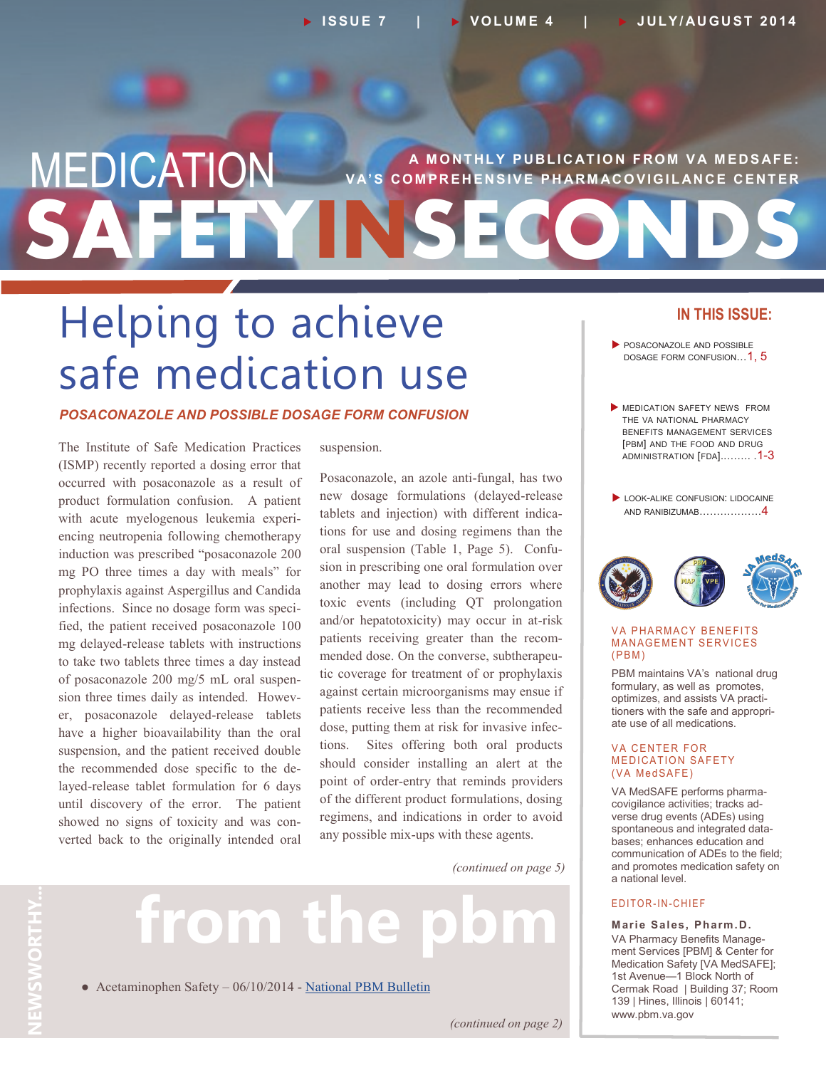# MEDICATION SAFETY IN SECONDS

A MONTHLY PUBLICATION FROM VA MEDSAFE: VA'S COMPREHENSIVE PHARMACOVIGILANCE CENTER

ISSUE 7 | VOLUME 4 | JULY/AUGUST 2014

## Helping to achieve safe medication use

### *POSACONAZOLE AND POSSIBLE DOSAGE FORM CONFUSION*

The Institute of Safe Medication Practices (ISMP) recently reported a dosing error that occurred with posaconazole as a result of product formulation confusion. A patient with acute myelogenous leukemia experiencing neutropenia following chemotherapy induction was prescribed "posaconazole 200 mg PO three times a day with meals" for prophylaxis against Aspergillus and Candida infections. Since no dosage form was specified, the patient received posaconazole 100 mg delayed-release tablets with instructions to take two tablets three times a day instead of posaconazole 200 mg/5 mL oral suspension three times daily as intended. However, posaconazole delayed-release tablets have a higher bioavailability than the oral suspension, and the patient received double the recommended dose specific to the delayed-release tablet formulation for 6 days until discovery of the error. The patient showed no signs of toxicity and was converted back to the originally intended oral suspension.

Posaconazole, an azole anti-fungal, has two new dosage formulations (delayed-release tablets and injection) with different indications for use and dosing regimens than the oral suspension (Table 1, Page 5). Confusion in prescribing one oral formulation over another may lead to dosing errors where toxic events (including QT prolongation and/or hepatotoxicity) may occur in at-risk patients receiving greater than the recommended dose. On the converse, subtherapeutic coverage for treatment of or prophylaxis against certain microorganisms may ensue if patients receive less than the recommended dose, putting them at risk for invasive infections. Sites offering both oral products should consider installing an alert at the point of order-entry that reminds providers of the different product formulations, dosing regimens, and indications in order to avoid any possible mix-ups with these agents.

*(continued on page 5)*

## NEWSWORTHY... from the pbm

- Acetaminophen Safety – 06/10/2014 - National PBM Bulletin

*(continued on page 2)*

---

### IN THIS ISSUE:

- POSACONAZOLE AND POSSIBLE DOSAGE FORM CONFUSION…1, 5
- MEDICATION SAFETY NEWS FROM THE VA NATIONAL PHARMACY BENEFITS MANAGEMENT SERVICES [PBM] AND THE FOOD AND DRUG ADMINISTRATION [FDA]……… .1-3
- LOOK-ALIKE CONFUSION: LIDOCAINE AND RANIBIZUMAB………………4

#### VA PHARMACY BENEFITS MANAGEMENT SERVICES (PBM)

PBM maintains VA's national drug formulary, as well as promotes, optimizes, and assists VA practitioners with the safe and appropriate use of all medications.

#### VA CENTER FOR MEDICATION SAFETY (VA MedSAFE)

VA MedSAFE performs pharmacovigilance activities; tracks adverse drug events (ADEs) using spontaneous and integrated databases; enhances education and communication of ADEs to the field; and promotes medication safety on a national level.

#### EDITOR-IN-CHIEF

**Marie Sales, Pharm.D.**
VA Pharmacy Benefits Management Services [PBM] & Center for Medication Safety [VA MedSAFE]; 1st Avenue—1 Block North of Cermak Road | Building 37; Room 139 | Hines, Illinois | 60141; www.pbm.va.gov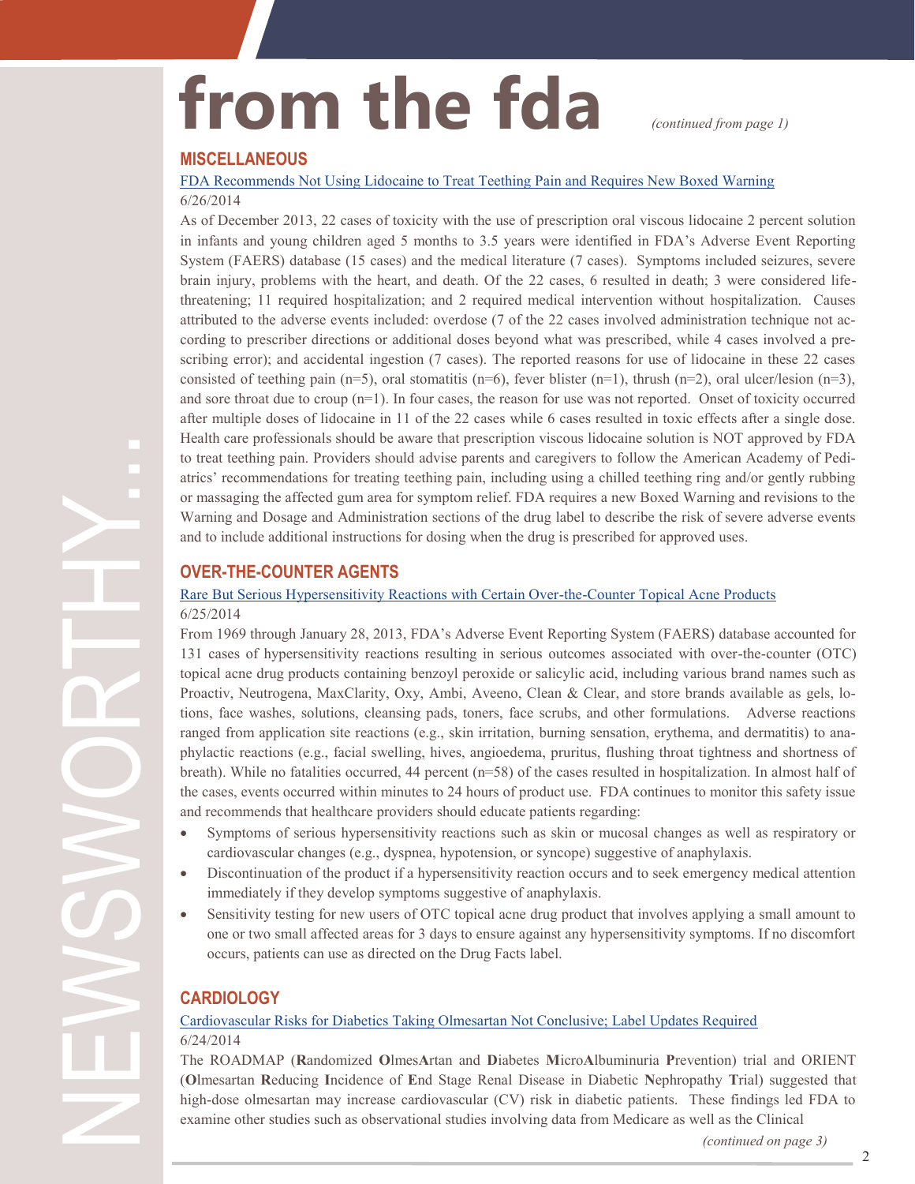# from the fda

*(continued from page 1)*

## MISCELLANEOUS

FDA Recommends Not Using Lidocaine to Treat Teething Pain and Requires New Boxed Warning

6/26/2014

As of December 2013, 22 cases of toxicity with the use of prescription oral viscous lidocaine 2 percent solution in infants and young children aged 5 months to 3.5 years were identified in FDA's Adverse Event Reporting System (FAERS) database (15 cases) and the medical literature (7 cases). Symptoms included seizures, severe brain injury, problems with the heart, and death. Of the 22 cases, 6 resulted in death; 3 were considered life-threatening; 11 required hospitalization; and 2 required medical intervention without hospitalization. Causes attributed to the adverse events included: overdose (7 of the 22 cases involved administration technique not according to prescriber directions or additional doses beyond what was prescribed, while 4 cases involved a prescribing error); and accidental ingestion (7 cases). The reported reasons for use of lidocaine in these 22 cases consisted of teething pain (n=5), oral stomatitis (n=6), fever blister (n=1), thrush (n=2), oral ulcer/lesion (n=3), and sore throat due to croup (n=1). In four cases, the reason for use was not reported. Onset of toxicity occurred after multiple doses of lidocaine in 11 of the 22 cases while 6 cases resulted in toxic effects after a single dose. Health care professionals should be aware that prescription viscous lidocaine solution is NOT approved by FDA to treat teething pain. Providers should advise parents and caregivers to follow the American Academy of Pediatrics' recommendations for treating teething pain, including using a chilled teething ring and/or gently rubbing or massaging the affected gum area for symptom relief. FDA requires a new Boxed Warning and revisions to the Warning and Dosage and Administration sections of the drug label to describe the risk of severe adverse events and to include additional instructions for dosing when the drug is prescribed for approved uses.

## OVER-THE-COUNTER AGENTS

Rare But Serious Hypersensitivity Reactions with Certain Over-the-Counter Topical Acne Products

6/25/2014

From 1969 through January 28, 2013, FDA's Adverse Event Reporting System (FAERS) database accounted for 131 cases of hypersensitivity reactions resulting in serious outcomes associated with over-the-counter (OTC) topical acne drug products containing benzoyl peroxide or salicylic acid, including various brand names such as Proactiv, Neutrogena, MaxClarity, Oxy, Ambi, Aveeno, Clean & Clear, and store brands available as gels, lotions, face washes, solutions, cleansing pads, toners, face scrubs, and other formulations. Adverse reactions ranged from application site reactions (e.g., skin irritation, burning sensation, erythema, and dermatitis) to anaphylactic reactions (e.g., facial swelling, hives, angioedema, pruritus, flushing throat tightness and shortness of breath). While no fatalities occurred, 44 percent (n=58) of the cases resulted in hospitalization. In almost half of the cases, events occurred within minutes to 24 hours of product use. FDA continues to monitor this safety issue and recommends that healthcare providers should educate patients regarding:

- Symptoms of serious hypersensitivity reactions such as skin or mucosal changes as well as respiratory or cardiovascular changes (e.g., dyspnea, hypotension, or syncope) suggestive of anaphylaxis.
- Discontinuation of the product if a hypersensitivity reaction occurs and to seek emergency medical attention immediately if they develop symptoms suggestive of anaphylaxis.
- Sensitivity testing for new users of OTC topical acne drug product that involves applying a small amount to one or two small affected areas for 3 days to ensure against any hypersensitivity symptoms. If no discomfort occurs, patients can use as directed on the Drug Facts label.

## CARDIOLOGY

Cardiovascular Risks for Diabetics Taking Olmesartan Not Conclusive; Label Updates Required

6/24/2014

The ROADMAP (**R**andomized **O**lmes**A**rtan and **D**iabetes **M**icro**A**lbuminuria **P**revention) trial and ORIENT (**O**lmesartan **R**educing **I**ncidence of **E**nd Stage Renal Disease in Diabetic **N**ephropathy **T**rial) suggested that high-dose olmesartan may increase cardiovascular (CV) risk in diabetic patients. These findings led FDA to examine other studies such as observational studies involving data from Medicare as well as the Clinical

*(continued on page 3)*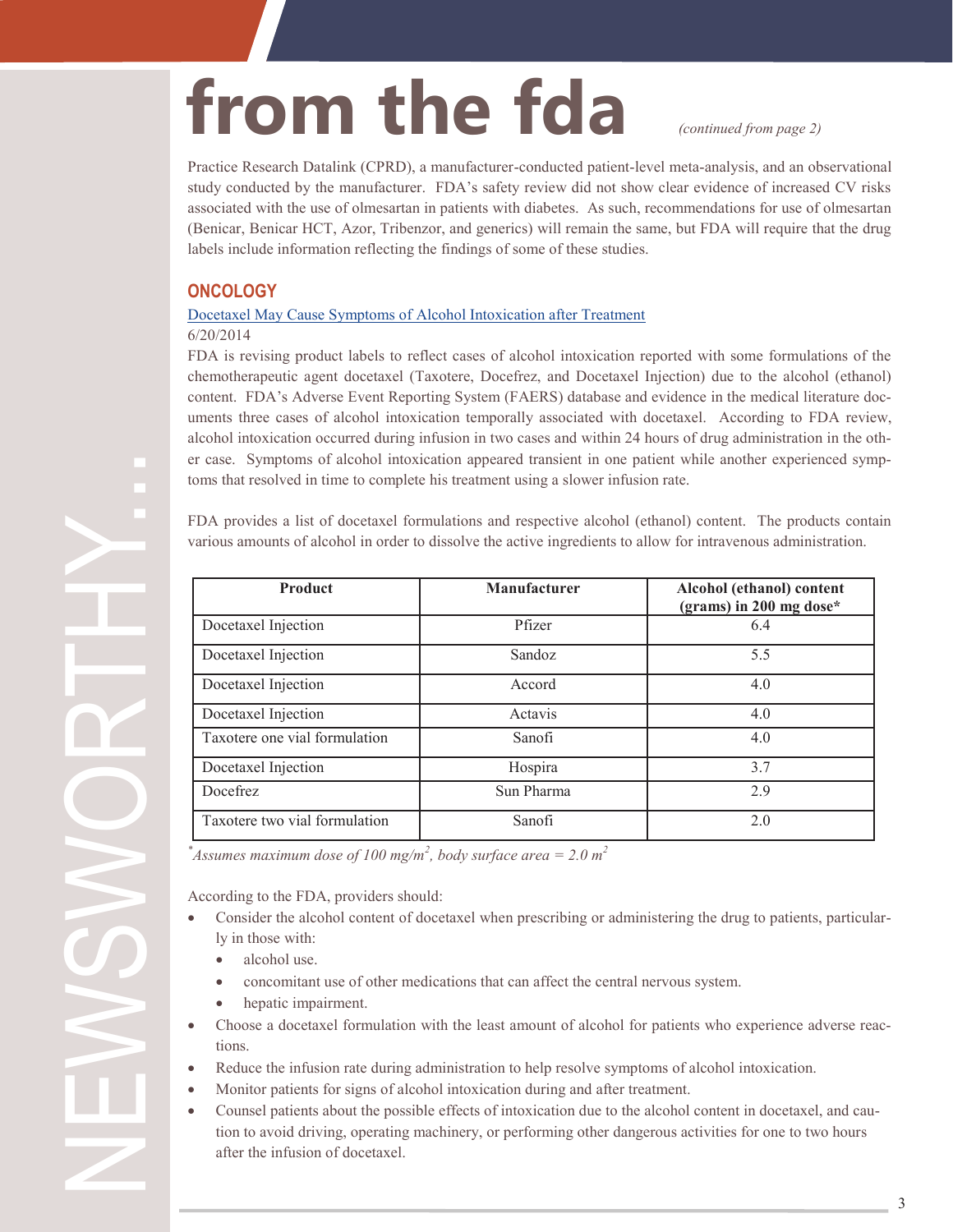# from the fda

*(continued from page 2)*

Practice Research Datalink (CPRD), a manufacturer-conducted patient-level meta-analysis, and an observational study conducted by the manufacturer. FDA's safety review did not show clear evidence of increased CV risks associated with the use of olmesartan in patients with diabetes. As such, recommendations for use of olmesartan (Benicar, Benicar HCT, Azor, Tribenzor, and generics) will remain the same, but FDA will require that the drug labels include information reflecting the findings of some of these studies.

## ONCOLOGY

Docetaxel May Cause Symptoms of Alcohol Intoxication after Treatment

6/20/2014

FDA is revising product labels to reflect cases of alcohol intoxication reported with some formulations of the chemotherapeutic agent docetaxel (Taxotere, Docefrez, and Docetaxel Injection) due to the alcohol (ethanol) content. FDA's Adverse Event Reporting System (FAERS) database and evidence in the medical literature documents three cases of alcohol intoxication temporally associated with docetaxel. According to FDA review, alcohol intoxication occurred during infusion in two cases and within 24 hours of drug administration in the other case. Symptoms of alcohol intoxication appeared transient in one patient while another experienced symptoms that resolved in time to complete his treatment using a slower infusion rate.

FDA provides a list of docetaxel formulations and respective alcohol (ethanol) content. The products contain various amounts of alcohol in order to dissolve the active ingredients to allow for intravenous administration.

| Product | Manufacturer | Alcohol (ethanol) content (grams) in 200 mg dose* |
|---|---|---|
| Docetaxel Injection | Pfizer | 6.4 |
| Docetaxel Injection | Sandoz | 5.5 |
| Docetaxel Injection | Accord | 4.0 |
| Docetaxel Injection | Actavis | 4.0 |
| Taxotere one vial formulation | Sanofi | 4.0 |
| Docetaxel Injection | Hospira | 3.7 |
| Docefrez | Sun Pharma | 2.9 |
| Taxotere two vial formulation | Sanofi | 2.0 |

**Assumes maximum dose of 100 mg/$m^2$, body surface area = 2.0 $m^2$*

According to the FDA, providers should:

- Consider the alcohol content of docetaxel when prescribing or administering the drug to patients, particularly in those with:
  - alcohol use.
  - concomitant use of other medications that can affect the central nervous system.
  - hepatic impairment.
- Choose a docetaxel formulation with the least amount of alcohol for patients who experience adverse reactions.
- Reduce the infusion rate during administration to help resolve symptoms of alcohol intoxication.
- Monitor patients for signs of alcohol intoxication during and after treatment.
- Counsel patients about the possible effects of intoxication due to the alcohol content in docetaxel, and caution to avoid driving, operating machinery, or performing other dangerous activities for one to two hours after the infusion of docetaxel.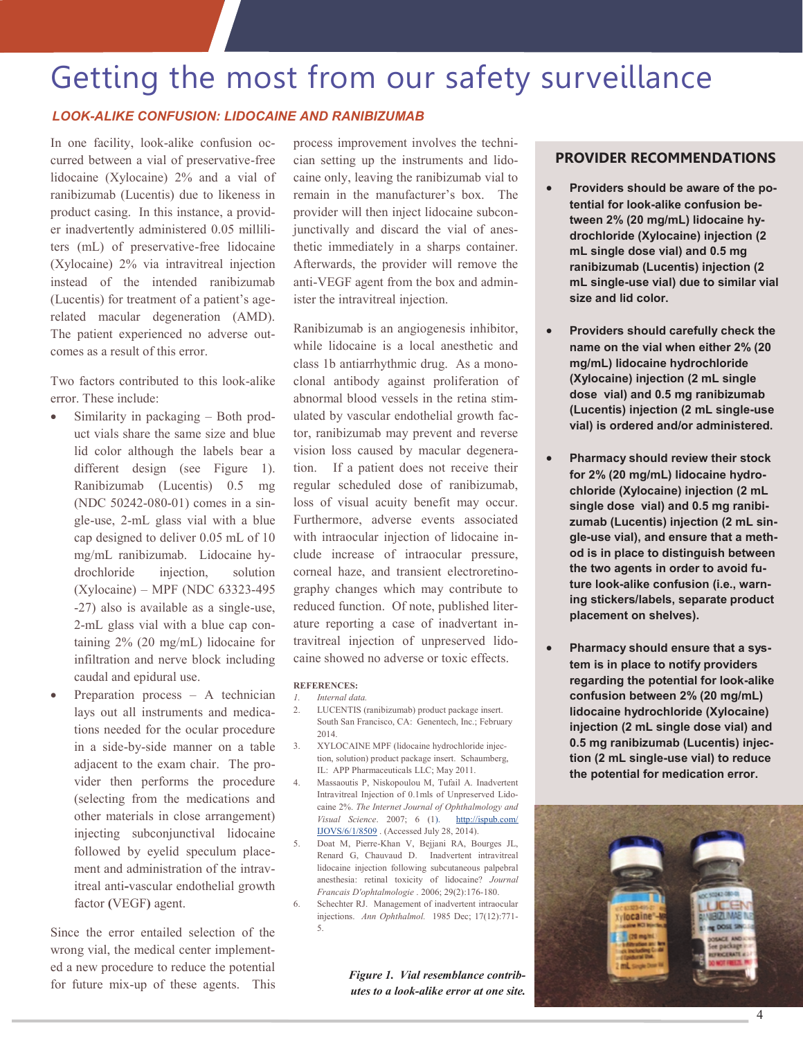# Getting the most from our safety surveillance

## LOOK-ALIKE CONFUSION: LIDOCAINE AND RANIBIZUMAB

In one facility, look-alike confusion occurred between a vial of preservative-free lidocaine (Xylocaine) 2% and a vial of ranibizumab (Lucentis) due to likeness in product casing. In this instance, a provider inadvertently administered 0.05 milliliters (mL) of preservative-free lidocaine (Xylocaine) 2% via intravitreal injection instead of the intended ranibizumab (Lucentis) for treatment of a patient's age-related macular degeneration (AMD). The patient experienced no adverse outcomes as a result of this error.

Two factors contributed to this look-alike error. These include:

- Similarity in packaging – Both product vials share the same size and blue lid color although the labels bear a different design (see Figure 1). Ranibizumab (Lucentis) 0.5 mg (NDC 50242-080-01) comes in a single-use, 2-mL glass vial with a blue cap designed to deliver 0.05 mL of 10 mg/mL ranibizumab. Lidocaine hydrochloride injection, solution (Xylocaine) – MPF (NDC 63323-495-27) also is available as a single-use, 2-mL glass vial with a blue cap containing 2% (20 mg/mL) lidocaine for infiltration and nerve block including caudal and epidural use.
- Preparation process – A technician lays out all instruments and medications needed for the ocular procedure in a side-by-side manner on a table adjacent to the exam chair. The provider then performs the procedure (selecting from the medications and other materials in close arrangement) injecting subconjunctival lidocaine followed by eyelid speculum placement and administration of the intravitreal anti-vascular endothelial growth factor **(**VEGF**)** agent.

Since the error entailed selection of the wrong vial, the medical center implemented a new procedure to reduce the potential for future mix-up of these agents. This process improvement involves the technician setting up the instruments and lidocaine only, leaving the ranibizumab vial to remain in the manufacturer's box. The provider will then inject lidocaine subconjunctivally and discard the vial of anesthetic immediately in a sharps container. Afterwards, the provider will remove the anti-VEGF agent from the box and administer the intravitreal injection.

Ranibizumab is an angiogenesis inhibitor, while lidocaine is a local anesthetic and class 1b antiarrhythmic drug. As a monoclonal antibody against proliferation of abnormal blood vessels in the retina stimulated by vascular endothelial growth factor, ranibizumab may prevent and reverse vision loss caused by macular degeneration. If a patient does not receive their regular scheduled dose of ranibizumab, loss of visual acuity benefit may occur. Furthermore, adverse events associated with intraocular injection of lidocaine include increase of intraocular pressure, corneal haze, and transient electroretinography changes which may contribute to reduced function. Of note, published literature reporting a case of inadvertant intravitreal injection of unpreserved lidocaine showed no adverse or toxic effects.

**REFERENCES:**

1. *Internal data.*
2. LUCENTIS (ranibizumab) product package insert. South San Francisco, CA: Genentech, Inc.; February 2014.
3. XYLOCAINE MPF (lidocaine hydrochloride injection, solution) product package insert. Schaumberg, IL: APP Pharmaceuticals LLC; May 2011.
4. Massaoutis P, Niskopoulou M, Tufail A. Inadvertent Intravitreal Injection of 0.1mls of Unpreserved Lidocaine 2%. *The Internet Journal of Ophthalmology and Visual Science*. 2007; 6 (1). http://ispub.com/IJOVS/6/1/8509 . (Accessed July 28, 2014).
5. Doat M, Pierre-Khan V, Bejjani RA, Bourges JL, Renard G, Chauvaud D. Inadvertent intravitreal lidocaine injection following subcutaneous palpebral anesthesia: retinal toxicity of lidocaine? *Journal Francais D'ophtalmologie* . 2006; 29(2):176-180.
6. Schechter RJ. Management of inadvertent intraocular injections. *Ann Ophthalmol.* 1985 Dec; 17(12):771-5.

### PROVIDER RECOMMENDATIONS

- **Providers should be aware of the potential for look-alike confusion between 2% (20 mg/mL) lidocaine hydrochloride (Xylocaine) injection (2 mL single dose vial) and 0.5 mg ranibizumab (Lucentis) injection (2 mL single-use vial) due to similar vial size and lid color.**
- **Providers should carefully check the name on the vial when either 2% (20 mg/mL) lidocaine hydrochloride (Xylocaine) injection (2 mL single dose vial) and 0.5 mg ranibizumab (Lucentis) injection (2 mL single-use vial) is ordered and/or administered.**
- **Pharmacy should review their stock for 2% (20 mg/mL) lidocaine hydrochloride (Xylocaine) injection (2 mL single dose vial) and 0.5 mg ranibizumab (Lucentis) injection (2 mL single-use vial), and ensure that a method is in place to distinguish between the two agents in order to avoid future look-alike confusion (i.e., warning stickers/labels, separate product placement on shelves).**
- **Pharmacy should ensure that a system is in place to notify providers regarding the potential for look-alike confusion between 2% (20 mg/mL) lidocaine hydrochloride (Xylocaine) injection (2 mL single dose vial) and 0.5 mg ranibizumab (Lucentis) injection (2 mL single-use vial) to reduce the potential for medication error.**

***Figure 1. Vial resemblance contributes to a look-alike error at one site.***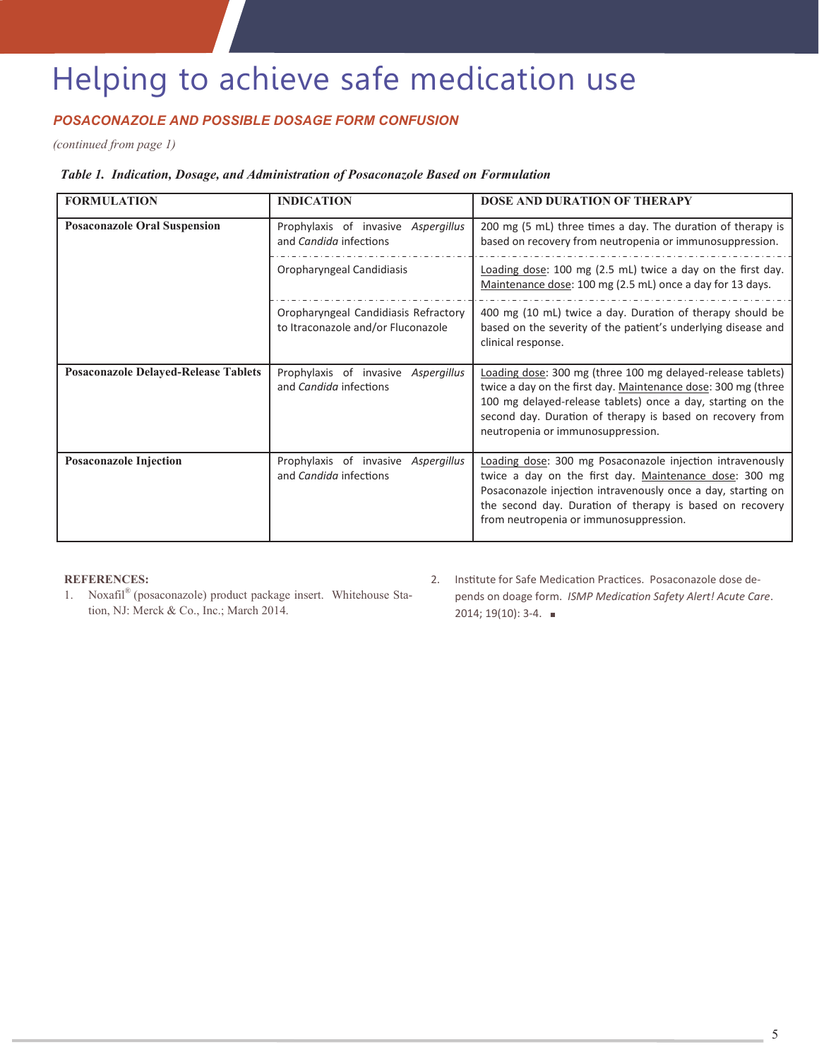# Helping to achieve safe medication use

***POSACONAZOLE AND POSSIBLE DOSAGE FORM CONFUSION***

*(continued from page 1)*

***Table 1. Indication, Dosage, and Administration of Posaconazole Based on Formulation***

| FORMULATION | INDICATION | DOSE AND DURATION OF THERAPY |
|---|---|---|
| **Posaconazole Oral Suspension** | Prophylaxis of invasive *Aspergillus* and *Candida* infections | 200 mg (5 mL) three times a day. The duration of therapy is based on recovery from neutropenia or immunosuppression. |
| | Oropharyngeal Candidiasis | Loading dose: 100 mg (2.5 mL) twice a day on the first day. Maintenance dose: 100 mg (2.5 mL) once a day for 13 days. |
| | Oropharyngeal Candidiasis Refractory to Itraconazole and/or Fluconazole | 400 mg (10 mL) twice a day. Duration of therapy should be based on the severity of the patient's underlying disease and clinical response. |
| **Posaconazole Delayed-Release Tablets** | Prophylaxis of invasive *Aspergillus* and *Candida* infections | Loading dose: 300 mg (three 100 mg delayed-release tablets) twice a day on the first day. Maintenance dose: 300 mg (three 100 mg delayed-release tablets) once a day, starting on the second day. Duration of therapy is based on recovery from neutropenia or immunosuppression. |
| **Posaconazole Injection** | Prophylaxis of invasive *Aspergillus* and *Candida* infections | Loading dose: 300 mg Posaconazole injection intravenously twice a day on the first day. Maintenance dose: 300 mg Posaconazole injection intravenously once a day, starting on the second day. Duration of therapy is based on recovery from neutropenia or immunosuppression. |

**REFERENCES:**

1. Noxafil® (posaconazole) product package insert. Whitehouse Station, NJ: Merck & Co., Inc.; March 2014.
2. Institute for Safe Medication Practices. Posaconazole dose depends on doage form. *ISMP Medication Safety Alert! Acute Care*. 2014; 19(10): 3-4. ■